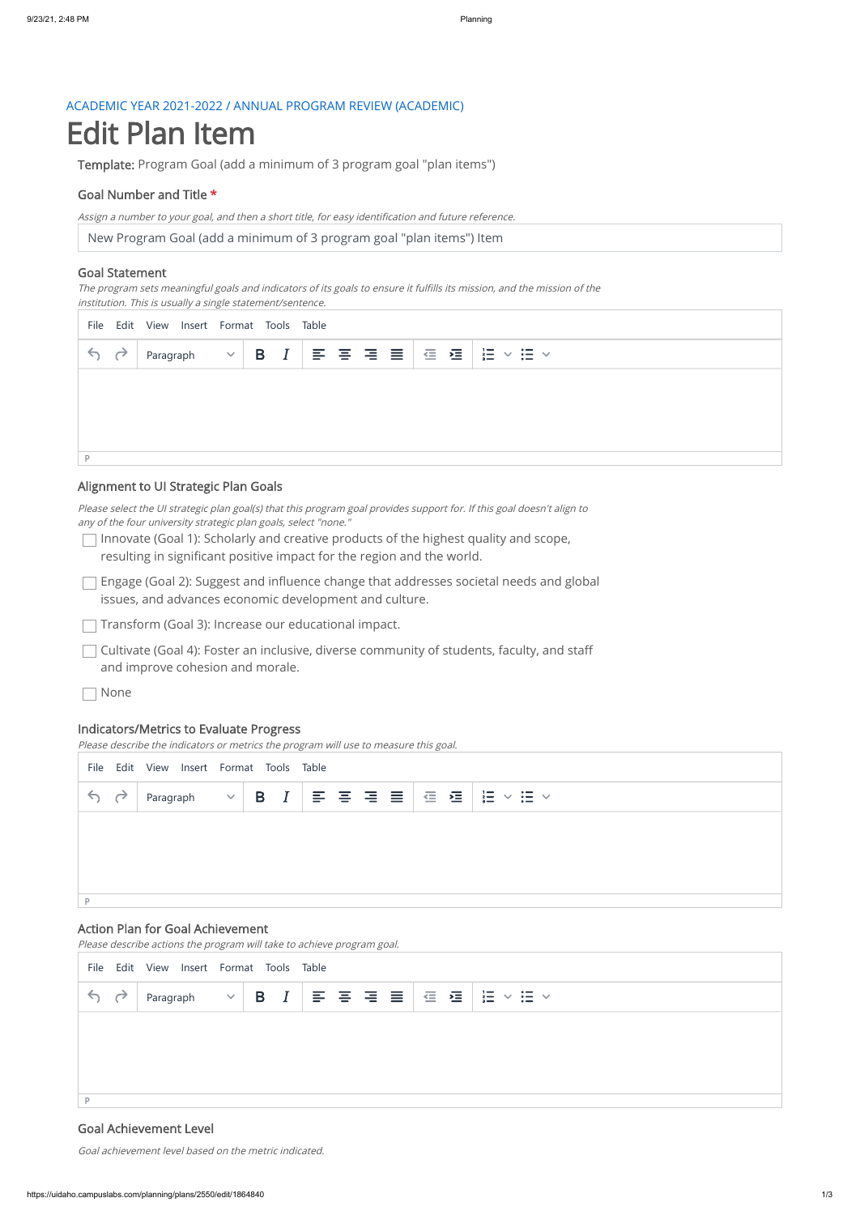ACADEMIC YEAR 2021-2022 / ANNUAL PROGRAM REVIEW (ACADEMIC)

# Edit Plan Item

**Template:** Program Goal (add a minimum of 3 program goal "plan items")

### Goal Number and Title *

*Assign a number to your goal, and then a short title, for easy identification and future reference.*

New Program Goal (add a minimum of 3 program goal "plan items") Item

### Goal Statement

*The program sets meaningful goals and indicators of its goals to ensure it fulfills its mission, and the mission of the institution. This is usually a single statement/sentence.*

### Alignment to UI Strategic Plan Goals

*Please select the UI strategic plan goal(s) that this program goal provides support for. If this goal doesn't align to any of the four university strategic plan goals, select "none."*

- [ ] Innovate (Goal 1): Scholarly and creative products of the highest quality and scope, resulting in significant positive impact for the region and the world.
- [ ] Engage (Goal 2): Suggest and influence change that addresses societal needs and global issues, and advances economic development and culture.
- [ ] Transform (Goal 3): Increase our educational impact.
- [ ] Cultivate (Goal 4): Foster an inclusive, diverse community of students, faculty, and staff and improve cohesion and morale.
- [ ] None

### Indicators/Metrics to Evaluate Progress

*Please describe the indicators or metrics the program will use to measure this goal.*

### Action Plan for Goal Achievement

*Please describe actions the program will take to achieve program goal.*

### Goal Achievement Level

*Goal achievement level based on the metric indicated.*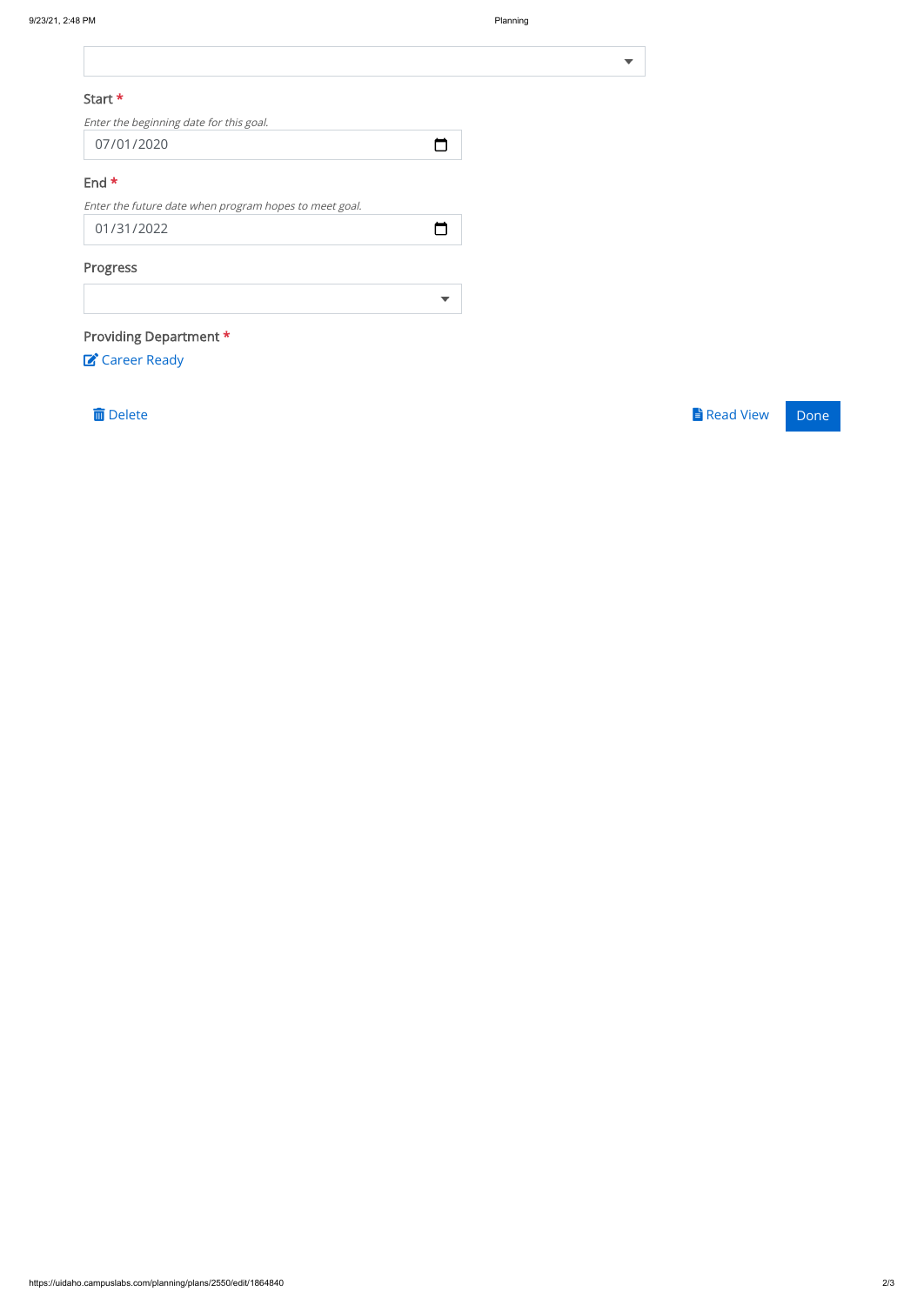Start *

*Enter the beginning date for this goal.*

07/01/2020

End *

*Enter the future date when program hopes to meet goal.*

01/31/2022

Progress

Providing Department *

Career Ready

Delete

Read View

Done